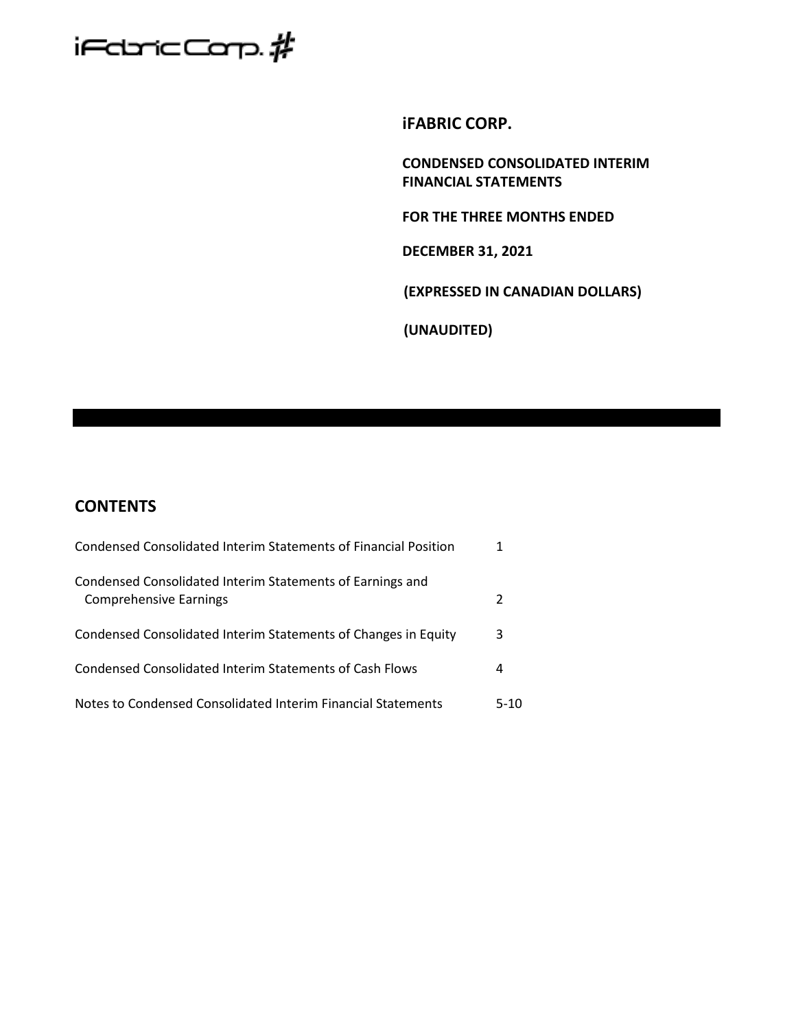iFabric Corp.

# iFABRIC CORP.

**CONDENSED CONSOLIDATED INTERIM FINANCIAL STATEMENTS**

**FOR THE THREE MONTHS ENDED**

**DECEMBER 31, 2021**

**(EXPRESSED IN CANADIAN DOLLARS)**

**(UNAUDITED)**

## CONTENTS

| | |
|---|---|
| Condensed Consolidated Interim Statements of Financial Position | 1 |
| Condensed Consolidated Interim Statements of Earnings and Comprehensive Earnings | 2 |
| Condensed Consolidated Interim Statements of Changes in Equity | 3 |
| Condensed Consolidated Interim Statements of Cash Flows | 4 |
| Notes to Condensed Consolidated Interim Financial Statements | 5-10 |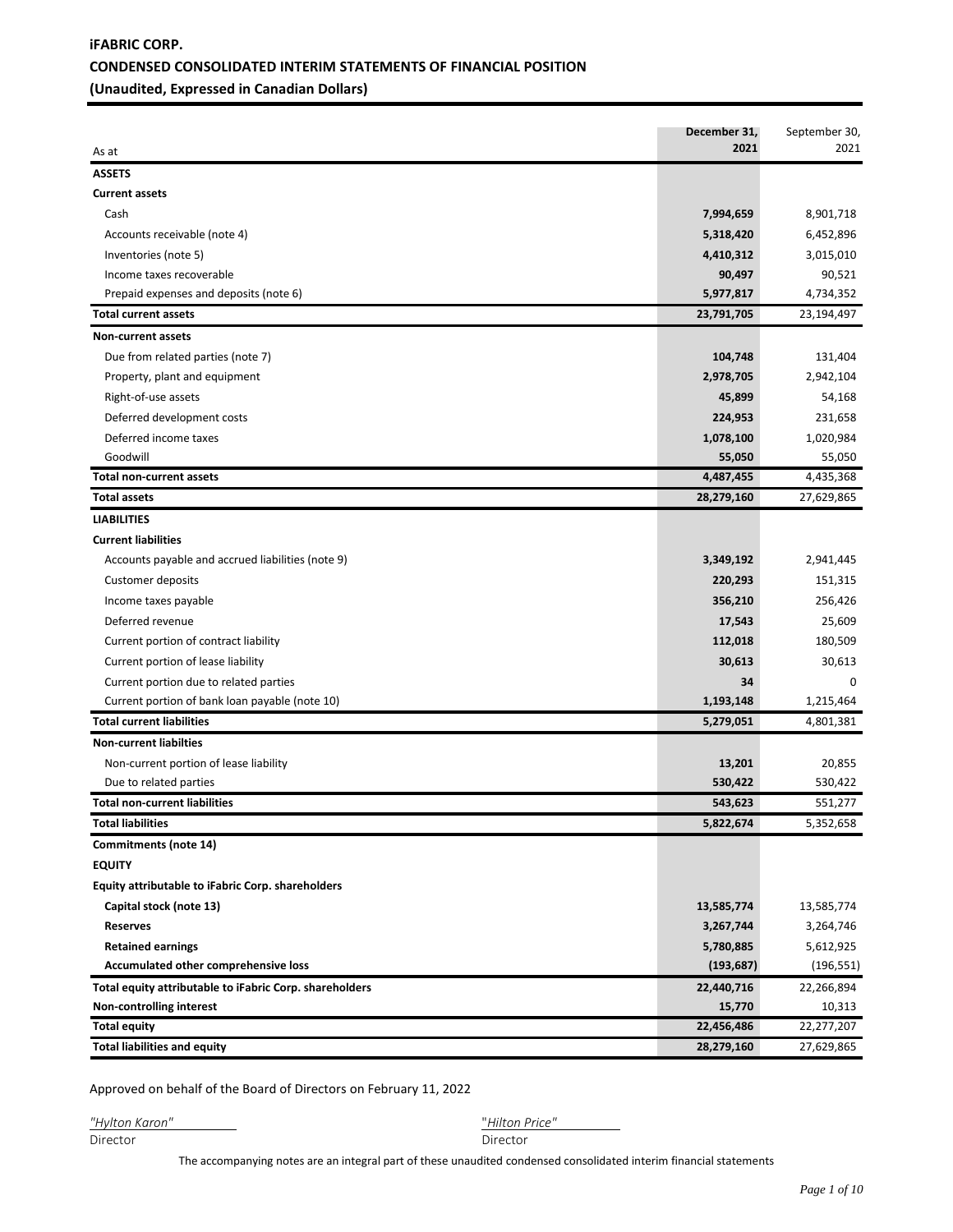**iFABRIC CORP.**

**CONDENSED CONSOLIDATED INTERIM STATEMENTS OF FINANCIAL POSITION**

**(Unaudited, Expressed in Canadian Dollars)**

| As at | December 31, 2021 | September 30, 2021 |
|---|---|---|
| **ASSETS** | | |
| **Current assets** | | |
| Cash | **7,994,659** | 8,901,718 |
| Accounts receivable (note 4) | **5,318,420** | 6,452,896 |
| Inventories (note 5) | **4,410,312** | 3,015,010 |
| Income taxes recoverable | **90,497** | 90,521 |
| Prepaid expenses and deposits (note 6) | **5,977,817** | 4,734,352 |
| **Total current assets** | **23,791,705** | 23,194,497 |
| **Non-current assets** | | |
| Due from related parties (note 7) | **104,748** | 131,404 |
| Property, plant and equipment | **2,978,705** | 2,942,104 |
| Right-of-use assets | **45,899** | 54,168 |
| Deferred development costs | **224,953** | 231,658 |
| Deferred income taxes | **1,078,100** | 1,020,984 |
| Goodwill | **55,050** | 55,050 |
| **Total non-current assets** | **4,487,455** | 4,435,368 |
| **Total assets** | **28,279,160** | 27,629,865 |
| **LIABILITIES** | | |
| **Current liabilities** | | |
| Accounts payable and accrued liabilities (note 9) | **3,349,192** | 2,941,445 |
| Customer deposits | **220,293** | 151,315 |
| Income taxes payable | **356,210** | 256,426 |
| Deferred revenue | **17,543** | 25,609 |
| Current portion of contract liability | **112,018** | 180,509 |
| Current portion of lease liability | **30,613** | 30,613 |
| Current portion due to related parties | **34** | 0 |
| Current portion of bank loan payable (note 10) | **1,193,148** | 1,215,464 |
| **Total current liabilities** | **5,279,051** | 4,801,381 |
| **Non-current liabilties** | | |
| Non-current portion of lease liability | **13,201** | 20,855 |
| Due to related parties | **530,422** | 530,422 |
| **Total non-current liabilities** | **543,623** | 551,277 |
| **Total liabilities** | **5,822,674** | 5,352,658 |
| **Commitments (note 14)** | | |
| **EQUITY** | | |
| **Equity attributable to iFabric Corp. shareholders** | | |
| **Capital stock (note 13)** | **13,585,774** | 13,585,774 |
| **Reserves** | **3,267,744** | 3,264,746 |
| **Retained earnings** | **5,780,885** | 5,612,925 |
| **Accumulated other comprehensive loss** | **(193,687)** | (196,551) |
| **Total equity attributable to iFabric Corp. shareholders** | **22,440,716** | 22,266,894 |
| **Non-controlling interest** | **15,770** | 10,313 |
| **Total equity** | **22,456,486** | 22,277,207 |
| **Total liabilities and equity** | **28,279,160** | 27,629,865 |

Approved on behalf of the Board of Directors on February 11, 2022

*"Hylton Karon"*
Director

"*Hilton Price"*
Director

The accompanying notes are an integral part of these unaudited condensed consolidated interim financial statements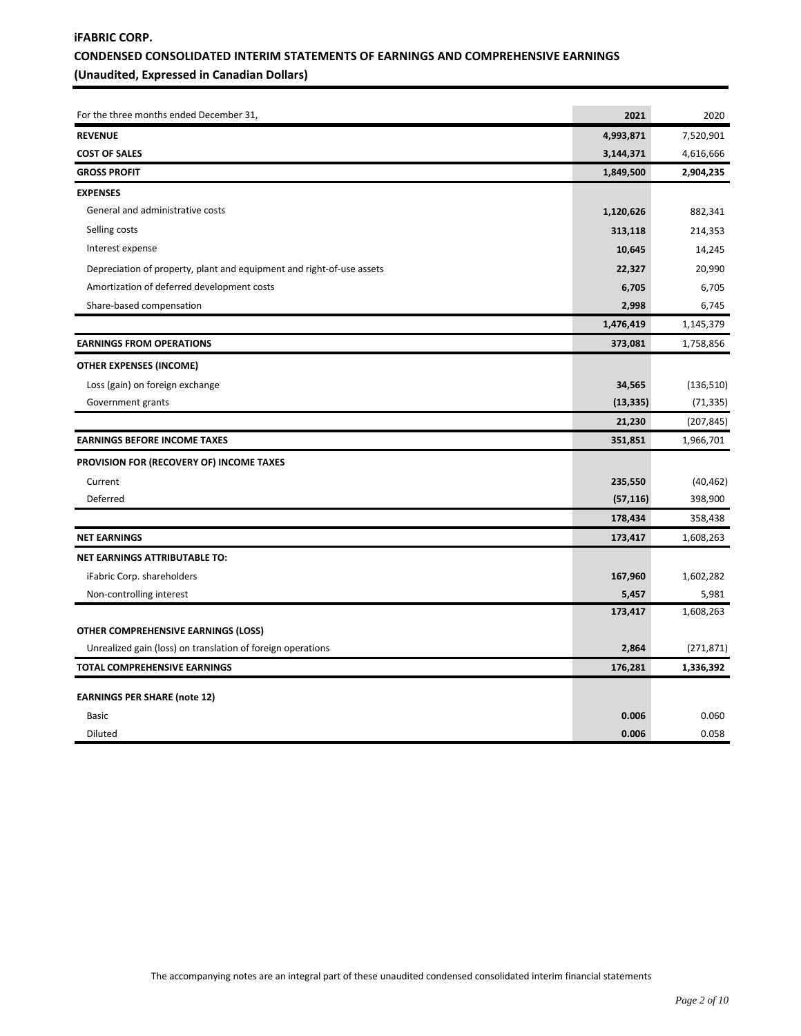**iFABRIC CORP.**

**CONDENSED CONSOLIDATED INTERIM STATEMENTS OF EARNINGS AND COMPREHENSIVE EARNINGS**

**(Unaudited, Expressed in Canadian Dollars)**

| For the three months ended December 31, | 2021 | 2020 |
|---|---|---|
| **REVENUE** | **4,993,871** | 7,520,901 |
| **COST OF SALES** | **3,144,371** | 4,616,666 |
| **GROSS PROFIT** | **1,849,500** | **2,904,235** |
| **EXPENSES** | | |
| General and administrative costs | **1,120,626** | 882,341 |
| Selling costs | **313,118** | 214,353 |
| Interest expense | **10,645** | 14,245 |
| Depreciation of property, plant and equipment and right-of-use assets | **22,327** | 20,990 |
| Amortization of deferred development costs | **6,705** | 6,705 |
| Share-based compensation | **2,998** | 6,745 |
| | **1,476,419** | 1,145,379 |
| **EARNINGS FROM OPERATIONS** | **373,081** | 1,758,856 |
| **OTHER EXPENSES (INCOME)** | | |
| Loss (gain) on foreign exchange | **34,565** | (136,510) |
| Government grants | **(13,335)** | (71,335) |
| | **21,230** | (207,845) |
| **EARNINGS BEFORE INCOME TAXES** | **351,851** | 1,966,701 |
| **PROVISION FOR (RECOVERY OF) INCOME TAXES** | | |
| Current | **235,550** | (40,462) |
| Deferred | **(57,116)** | 398,900 |
| | **178,434** | 358,438 |
| **NET EARNINGS** | **173,417** | 1,608,263 |
| **NET EARNINGS ATTRIBUTABLE TO:** | | |
| iFabric Corp. shareholders | **167,960** | 1,602,282 |
| Non-controlling interest | **5,457** | 5,981 |
| | **173,417** | 1,608,263 |
| **OTHER COMPREHENSIVE EARNINGS (LOSS)** | | |
| Unrealized gain (loss) on translation of foreign operations | **2,864** | (271,871) |
| **TOTAL COMPREHENSIVE EARNINGS** | **176,281** | **1,336,392** |
| **EARNINGS PER SHARE (note 12)** | | |
| Basic | **0.006** | 0.060 |
| Diluted | **0.006** | 0.058 |

The accompanying notes are an integral part of these unaudited condensed consolidated interim financial statements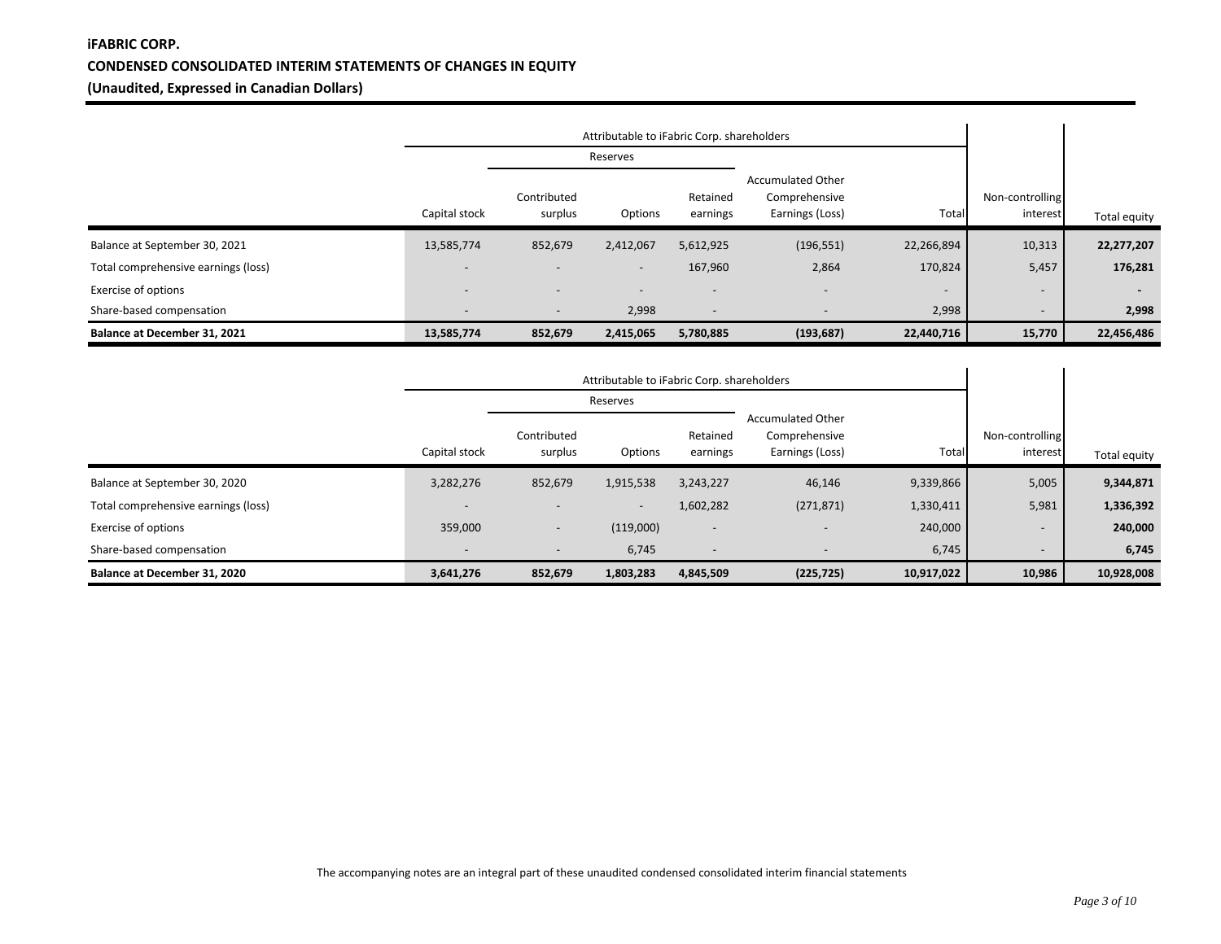**iFABRIC CORP.**

**CONDENSED CONSOLIDATED INTERIM STATEMENTS OF CHANGES IN EQUITY**

**(Unaudited, Expressed in Canadian Dollars)**

| | Attributable to iFabric Corp. shareholders | | | | | | | |
|---|---|---|---|---|---|---|---|---|
| | | Reserves | | | | | | |
| | Capital stock | Contributed surplus | Options | Retained earnings | Accumulated Other Comprehensive Earnings (Loss) | Total | Non-controlling interest | Total equity |
| Balance at September 30, 2021 | 13,585,774 | 852,679 | 2,412,067 | 5,612,925 | (196,551) | 22,266,894 | 10,313 | **22,277,207** |
| Total comprehensive earnings (loss) | - | - | - | 167,960 | 2,864 | 170,824 | 5,457 | **176,281** |
| Exercise of options | - | - | - | - | - | - | - | **-** |
| Share-based compensation | - | - | 2,998 | - | - | 2,998 | - | **2,998** |
| **Balance at December 31, 2021** | **13,585,774** | **852,679** | **2,415,065** | **5,780,885** | **(193,687)** | **22,440,716** | **15,770** | **22,456,486** |

| | Attributable to iFabric Corp. shareholders | | | | | | | |
|---|---|---|---|---|---|---|---|---|
| | | Reserves | | | | | | |
| | Capital stock | Contributed surplus | Options | Retained earnings | Accumulated Other Comprehensive Earnings (Loss) | Total | Non-controlling interest | Total equity |
| Balance at September 30, 2020 | 3,282,276 | 852,679 | 1,915,538 | 3,243,227 | 46,146 | 9,339,866 | 5,005 | **9,344,871** |
| Total comprehensive earnings (loss) | - | - | - | 1,602,282 | (271,871) | 1,330,411 | 5,981 | **1,336,392** |
| Exercise of options | 359,000 | - | (119,000) | - | - | 240,000 | - | **240,000** |
| Share-based compensation | - | - | 6,745 | - | - | 6,745 | - | **6,745** |
| **Balance at December 31, 2020** | **3,641,276** | **852,679** | **1,803,283** | **4,845,509** | **(225,725)** | **10,917,022** | **10,986** | **10,928,008** |

The accompanying notes are an integral part of these unaudited condensed consolidated interim financial statements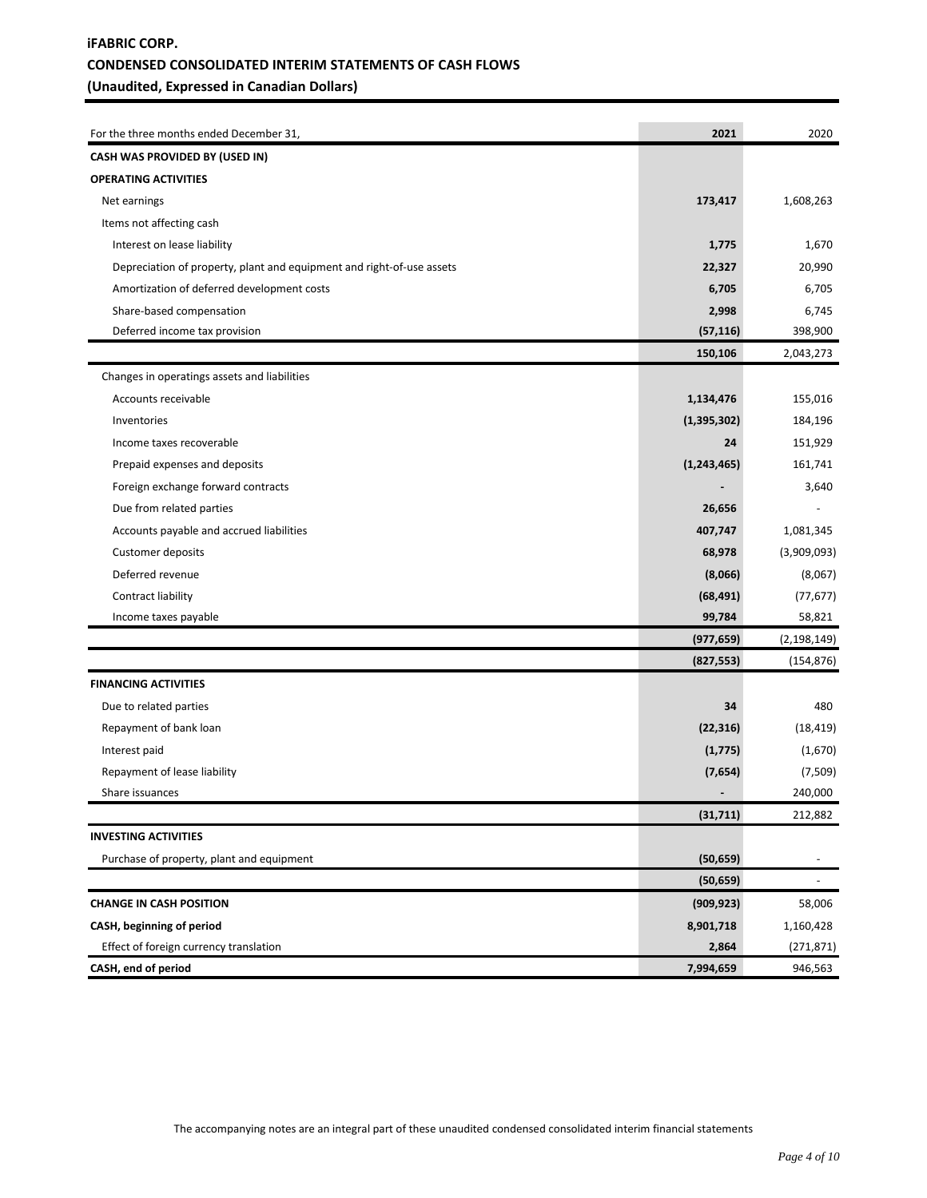**iFABRIC CORP.**
**CONDENSED CONSOLIDATED INTERIM STATEMENTS OF CASH FLOWS**
**(Unaudited, Expressed in Canadian Dollars)**

| For the three months ended December 31, | 2021 | 2020 |
|---|---|---|
| **CASH WAS PROVIDED BY (USED IN)** | | |
| **OPERATING ACTIVITIES** | | |
| Net earnings | **173,417** | 1,608,263 |
| Items not affecting cash | | |
| Interest on lease liability | **1,775** | 1,670 |
| Depreciation of property, plant and equipment and right-of-use assets | **22,327** | 20,990 |
| Amortization of deferred development costs | **6,705** | 6,705 |
| Share-based compensation | **2,998** | 6,745 |
| Deferred income tax provision | **(57,116)** | 398,900 |
| | **150,106** | 2,043,273 |
| Changes in operatings assets and liabilities | | |
| Accounts receivable | **1,134,476** | 155,016 |
| Inventories | **(1,395,302)** | 184,196 |
| Income taxes recoverable | **24** | 151,929 |
| Prepaid expenses and deposits | **(1,243,465)** | 161,741 |
| Foreign exchange forward contracts | **-** | 3,640 |
| Due from related parties | **26,656** | - |
| Accounts payable and accrued liabilities | **407,747** | 1,081,345 |
| Customer deposits | **68,978** | (3,909,093) |
| Deferred revenue | **(8,066)** | (8,067) |
| Contract liability | **(68,491)** | (77,677) |
| Income taxes payable | **99,784** | 58,821 |
| | **(977,659)** | (2,198,149) |
| | **(827,553)** | (154,876) |
| **FINANCING ACTIVITIES** | | |
| Due to related parties | **34** | 480 |
| Repayment of bank loan | **(22,316)** | (18,419) |
| Interest paid | **(1,775)** | (1,670) |
| Repayment of lease liability | **(7,654)** | (7,509) |
| Share issuances | **-** | 240,000 |
| | **(31,711)** | 212,882 |
| **INVESTING ACTIVITIES** | | |
| Purchase of property, plant and equipment | **(50,659)** | - |
| | **(50,659)** | - |
| **CHANGE IN CASH POSITION** | **(909,923)** | 58,006 |
| **CASH, beginning of period** | **8,901,718** | 1,160,428 |
| Effect of foreign currency translation | **2,864** | (271,871) |
| **CASH, end of period** | **7,994,659** | 946,563 |

The accompanying notes are an integral part of these unaudited condensed consolidated interim financial statements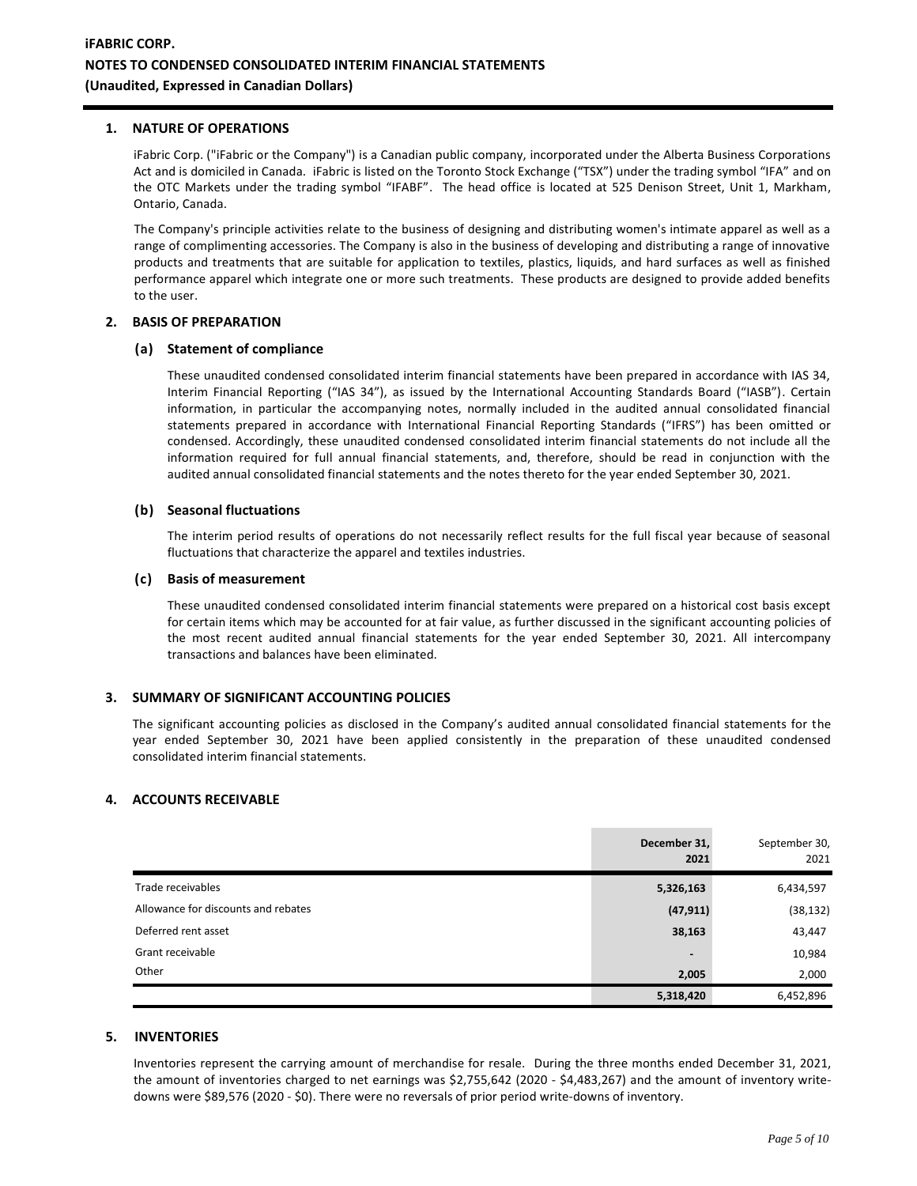# iFABRIC CORP.
## NOTES TO CONDENSED CONSOLIDATED INTERIM FINANCIAL STATEMENTS
### (Unaudited, Expressed in Canadian Dollars)

## 1. NATURE OF OPERATIONS

iFabric Corp. ("iFabric or the Company") is a Canadian public company, incorporated under the Alberta Business Corporations Act and is domiciled in Canada. iFabric is listed on the Toronto Stock Exchange ("TSX") under the trading symbol "IFA" and on the OTC Markets under the trading symbol "IFABF". The head office is located at 525 Denison Street, Unit 1, Markham, Ontario, Canada.

The Company's principle activities relate to the business of designing and distributing women's intimate apparel as well as a range of complimenting accessories. The Company is also in the business of developing and distributing a range of innovative products and treatments that are suitable for application to textiles, plastics, liquids, and hard surfaces as well as finished performance apparel which integrate one or more such treatments. These products are designed to provide added benefits to the user.

## 2. BASIS OF PREPARATION

### (a) Statement of compliance

These unaudited condensed consolidated interim financial statements have been prepared in accordance with IAS 34, Interim Financial Reporting ("IAS 34"), as issued by the International Accounting Standards Board ("IASB"). Certain information, in particular the accompanying notes, normally included in the audited annual consolidated financial statements prepared in accordance with International Financial Reporting Standards ("IFRS") has been omitted or condensed. Accordingly, these unaudited condensed consolidated interim financial statements do not include all the information required for full annual financial statements, and, therefore, should be read in conjunction with the audited annual consolidated financial statements and the notes thereto for the year ended September 30, 2021.

### (b) Seasonal fluctuations

The interim period results of operations do not necessarily reflect results for the full fiscal year because of seasonal fluctuations that characterize the apparel and textiles industries.

### (c) Basis of measurement

These unaudited condensed consolidated interim financial statements were prepared on a historical cost basis except for certain items which may be accounted for at fair value, as further discussed in the significant accounting policies of the most recent audited annual financial statements for the year ended September 30, 2021. All intercompany transactions and balances have been eliminated.

## 3. SUMMARY OF SIGNIFICANT ACCOUNTING POLICIES

The significant accounting policies as disclosed in the Company's audited annual consolidated financial statements for the year ended September 30, 2021 have been applied consistently in the preparation of these unaudited condensed consolidated interim financial statements.

## 4. ACCOUNTS RECEIVABLE

| | December 31, 2021 | September 30, 2021 |
|---|---|---|
| Trade receivables | 5,326,163 | 6,434,597 |
| Allowance for discounts and rebates | (47,911) | (38,132) |
| Deferred rent asset | 38,163 | 43,447 |
| Grant receivable | - | 10,984 |
| Other | 2,005 | 2,000 |
| | 5,318,420 | 6,452,896 |

## 5. INVENTORIES

Inventories represent the carrying amount of merchandise for resale. During the three months ended December 31, 2021, the amount of inventories charged to net earnings was $2,755,642 (2020 - $4,483,267) and the amount of inventory write-downs were $89,576 (2020 - $0). There were no reversals of prior period write-downs of inventory.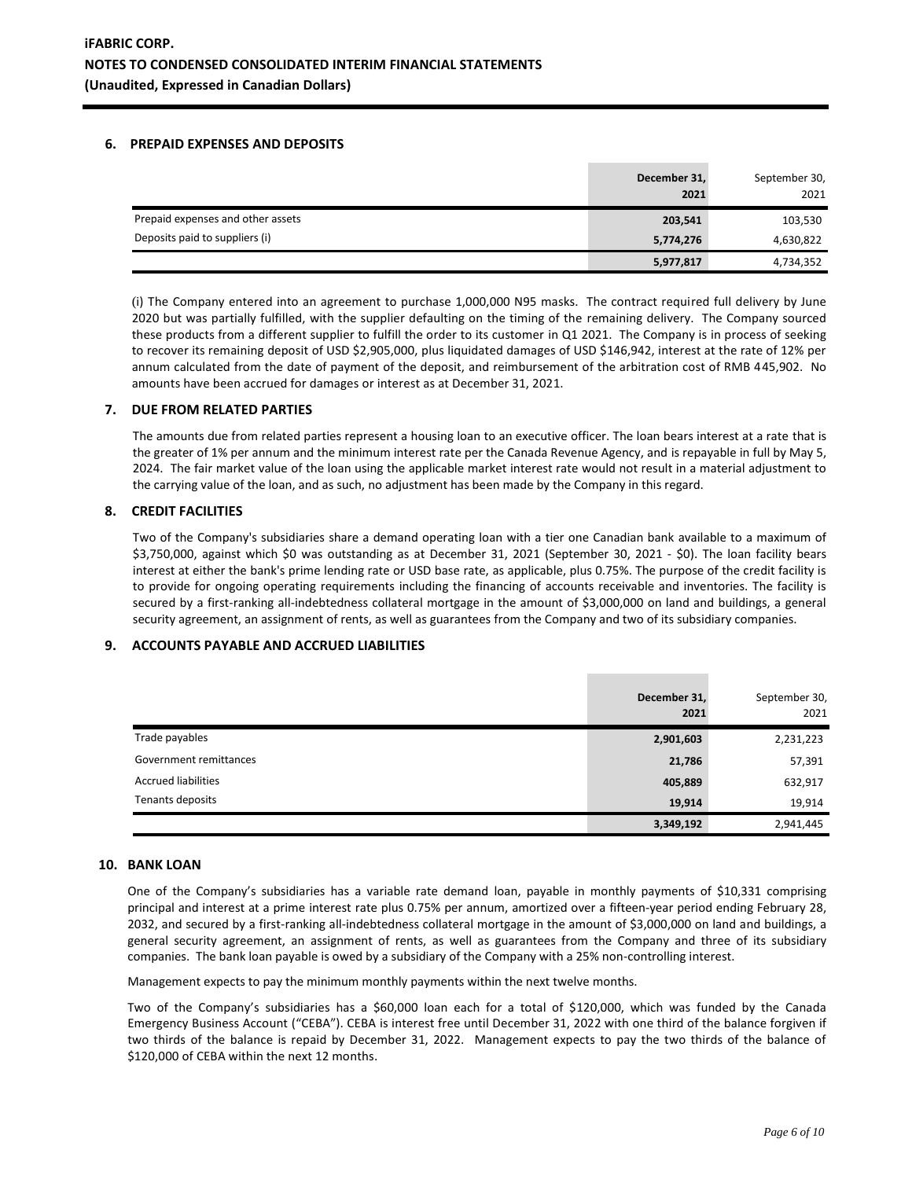## 6. PREPAID EXPENSES AND DEPOSITS

| | December 31, 2021 | September 30, 2021 |
|---|---|---|
| Prepaid expenses and other assets | 203,541 | 103,530 |
| Deposits paid to suppliers (i) | 5,774,276 | 4,630,822 |
| | 5,977,817 | 4,734,352 |

(i) The Company entered into an agreement to purchase 1,000,000 N95 masks. The contract required full delivery by June 2020 but was partially fulfilled, with the supplier defaulting on the timing of the remaining delivery. The Company sourced these products from a different supplier to fulfill the order to its customer in Q1 2021. The Company is in process of seeking to recover its remaining deposit of USD $2,905,000, plus liquidated damages of USD $146,942, interest at the rate of 12% per annum calculated from the date of payment of the deposit, and reimbursement of the arbitration cost of RMB 445,902. No amounts have been accrued for damages or interest as at December 31, 2021.

## 7. DUE FROM RELATED PARTIES

The amounts due from related parties represent a housing loan to an executive officer. The loan bears interest at a rate that is the greater of 1% per annum and the minimum interest rate per the Canada Revenue Agency, and is repayable in full by May 5, 2024. The fair market value of the loan using the applicable market interest rate would not result in a material adjustment to the carrying value of the loan, and as such, no adjustment has been made by the Company in this regard.

## 8. CREDIT FACILITIES

Two of the Company's subsidiaries share a demand operating loan with a tier one Canadian bank available to a maximum of $3,750,000, against which $0 was outstanding as at December 31, 2021 (September 30, 2021 - $0). The loan facility bears interest at either the bank's prime lending rate or USD base rate, as applicable, plus 0.75%. The purpose of the credit facility is to provide for ongoing operating requirements including the financing of accounts receivable and inventories. The facility is secured by a first-ranking all-indebtedness collateral mortgage in the amount of $3,000,000 on land and buildings, a general security agreement, an assignment of rents, as well as guarantees from the Company and two of its subsidiary companies.

## 9. ACCOUNTS PAYABLE AND ACCRUED LIABILITIES

| | December 31, 2021 | September 30, 2021 |
|---|---|---|
| Trade payables | 2,901,603 | 2,231,223 |
| Government remittances | 21,786 | 57,391 |
| Accrued liabilities | 405,889 | 632,917 |
| Tenants deposits | 19,914 | 19,914 |
| | 3,349,192 | 2,941,445 |

## 10. BANK LOAN

One of the Company's subsidiaries has a variable rate demand loan, payable in monthly payments of $10,331 comprising principal and interest at a prime interest rate plus 0.75% per annum, amortized over a fifteen-year period ending February 28, 2032, and secured by a first-ranking all-indebtedness collateral mortgage in the amount of $3,000,000 on land and buildings, a general security agreement, an assignment of rents, as well as guarantees from the Company and three of its subsidiary companies. The bank loan payable is owed by a subsidiary of the Company with a 25% non-controlling interest.

Management expects to pay the minimum monthly payments within the next twelve months.

Two of the Company's subsidiaries has a $60,000 loan each for a total of $120,000, which was funded by the Canada Emergency Business Account ("CEBA"). CEBA is interest free until December 31, 2022 with one third of the balance forgiven if two thirds of the balance is repaid by December 31, 2022. Management expects to pay the two thirds of the balance of $120,000 of CEBA within the next 12 months.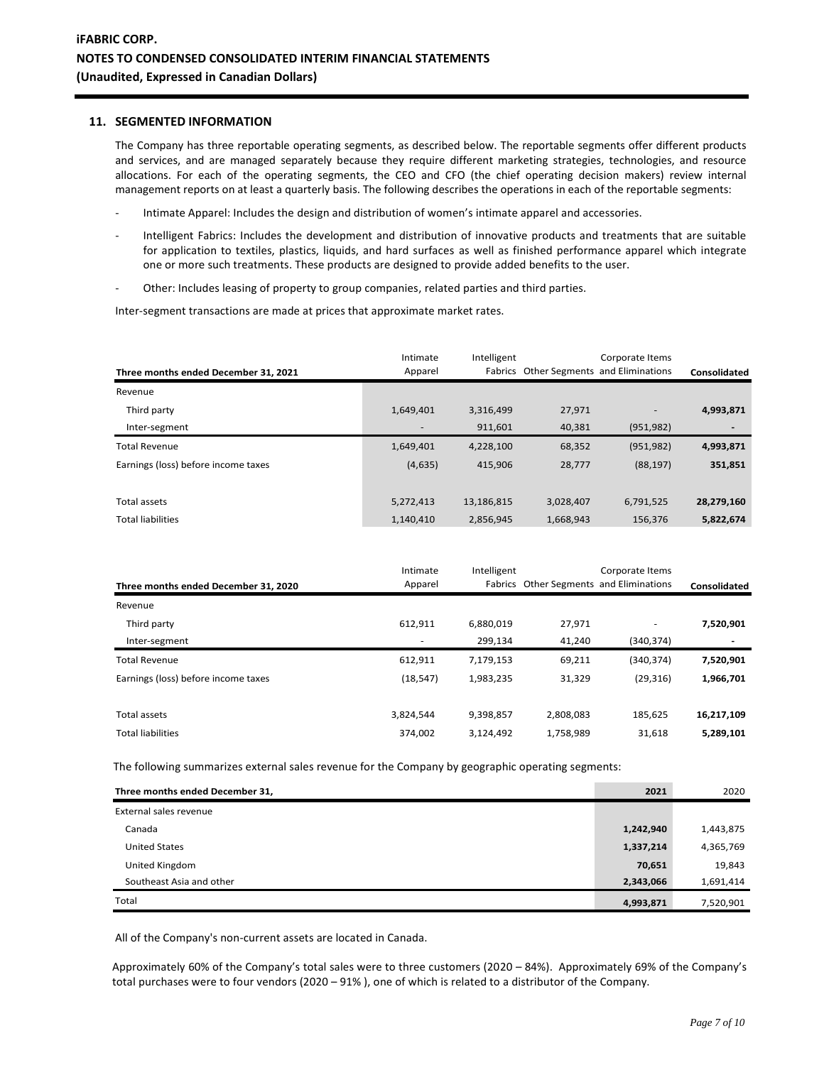## 11. SEGMENTED INFORMATION

The Company has three reportable operating segments, as described below. The reportable segments offer different products and services, and are managed separately because they require different marketing strategies, technologies, and resource allocations. For each of the operating segments, the CEO and CFO (the chief operating decision makers) review internal management reports on at least a quarterly basis. The following describes the operations in each of the reportable segments:

- Intimate Apparel: Includes the design and distribution of women's intimate apparel and accessories.
- Intelligent Fabrics: Includes the development and distribution of innovative products and treatments that are suitable for application to textiles, plastics, liquids, and hard surfaces as well as finished performance apparel which integrate one or more such treatments. These products are designed to provide added benefits to the user.
- Other: Includes leasing of property to group companies, related parties and third parties.

Inter-segment transactions are made at prices that approximate market rates.

| Three months ended December 31, 2021 | Intimate Apparel | Intelligent Fabrics | Other Segments | Corporate Items and Eliminations | Consolidated |
|---|---|---|---|---|---|
| Revenue | | | | | |
| Third party | 1,649,401 | 3,316,499 | 27,971 | - | **4,993,871** |
| Inter-segment | - | 911,601 | 40,381 | (951,982) | - |
| Total Revenue | 1,649,401 | 4,228,100 | 68,352 | (951,982) | **4,993,871** |
| Earnings (loss) before income taxes | (4,635) | 415,906 | 28,777 | (88,197) | **351,851** |
| Total assets | 5,272,413 | 13,186,815 | 3,028,407 | 6,791,525 | **28,279,160** |
| Total liabilities | 1,140,410 | 2,856,945 | 1,668,943 | 156,376 | **5,822,674** |

| Three months ended December 31, 2020 | Intimate Apparel | Intelligent Fabrics | Other Segments | Corporate Items and Eliminations | Consolidated |
|---|---|---|---|---|---|
| Revenue | | | | | |
| Third party | 612,911 | 6,880,019 | 27,971 | - | **7,520,901** |
| Inter-segment | - | 299,134 | 41,240 | (340,374) | - |
| Total Revenue | 612,911 | 7,179,153 | 69,211 | (340,374) | **7,520,901** |
| Earnings (loss) before income taxes | (18,547) | 1,983,235 | 31,329 | (29,316) | **1,966,701** |
| Total assets | 3,824,544 | 9,398,857 | 2,808,083 | 185,625 | **16,217,109** |
| Total liabilities | 374,002 | 3,124,492 | 1,758,989 | 31,618 | **5,289,101** |

The following summarizes external sales revenue for the Company by geographic operating segments:

| Three months ended December 31, | 2021 | 2020 |
|---|---|---|
| External sales revenue | | |
| Canada | **1,242,940** | 1,443,875 |
| United States | **1,337,214** | 4,365,769 |
| United Kingdom | **70,651** | 19,843 |
| Southeast Asia and other | **2,343,066** | 1,691,414 |
| Total | **4,993,871** | 7,520,901 |

All of the Company's non-current assets are located in Canada.

Approximately 60% of the Company's total sales were to three customers (2020 – 84%). Approximately 69% of the Company's total purchases were to four vendors (2020 – 91% ), one of which is related to a distributor of the Company.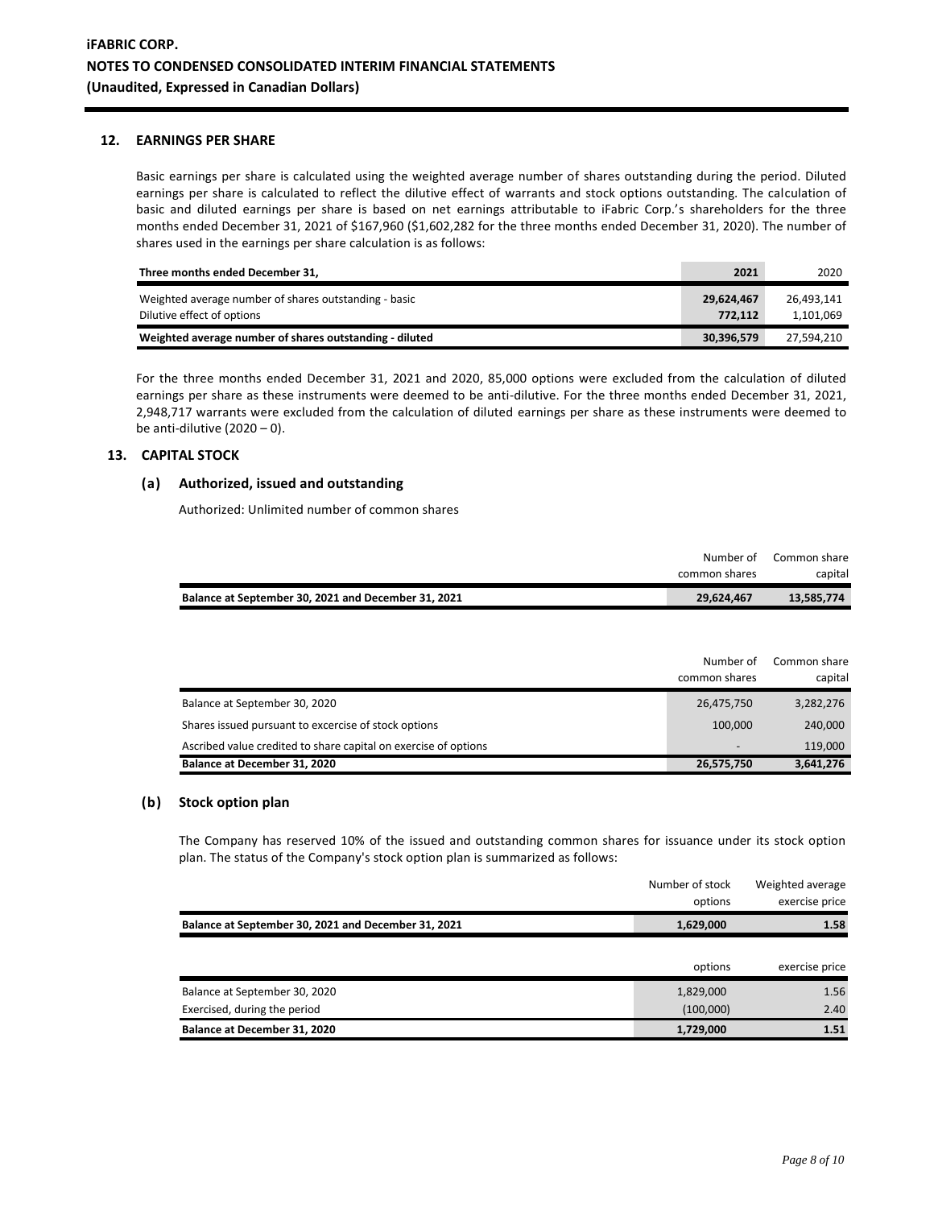## 12. EARNINGS PER SHARE

Basic earnings per share is calculated using the weighted average number of shares outstanding during the period. Diluted earnings per share is calculated to reflect the dilutive effect of warrants and stock options outstanding. The calculation of basic and diluted earnings per share is based on net earnings attributable to iFabric Corp.'s shareholders for the three months ended December 31, 2021 of $167,960 ($1,602,282 for the three months ended December 31, 2020). The number of shares used in the earnings per share calculation is as follows:

| Three months ended December 31, | 2021 | 2020 |
|---|---|---|
| Weighted average number of shares outstanding - basic | **29,624,467** | 26,493,141 |
| Dilutive effect of options | **772,112** | 1,101,069 |
| **Weighted average number of shares outstanding - diluted** | **30,396,579** | 27,594,210 |

For the three months ended December 31, 2021 and 2020, 85,000 options were excluded from the calculation of diluted earnings per share as these instruments were deemed to be anti-dilutive. For the three months ended December 31, 2021, 2,948,717 warrants were excluded from the calculation of diluted earnings per share as these instruments were deemed to be anti-dilutive (2020 – 0).

## 13. CAPITAL STOCK

### (a) Authorized, issued and outstanding

Authorized: Unlimited number of common shares

| | Number of common shares | Common share capital |
|---|---|---|
| **Balance at September 30, 2021 and December 31, 2021** | **29,624,467** | **13,585,774** |

| | Number of common shares | Common share capital |
|---|---|---|
| Balance at September 30, 2020 | 26,475,750 | 3,282,276 |
| Shares issued pursuant to excercise of stock options | 100,000 | 240,000 |
| Ascribed value credited to share capital on exercise of options | - | 119,000 |
| **Balance at December 31, 2020** | **26,575,750** | **3,641,276** |

### (b) Stock option plan

The Company has reserved 10% of the issued and outstanding common shares for issuance under its stock option plan. The status of the Company's stock option plan is summarized as follows:

| | Number of stock options | Weighted average exercise price |
|---|---|---|
| **Balance at September 30, 2021 and December 31, 2021** | **1,629,000** | **1.58** |

| | options | exercise price |
|---|---|---|
| Balance at September 30, 2020 | 1,829,000 | 1.56 |
| Exercised, during the period | (100,000) | 2.40 |
| **Balance at December 31, 2020** | **1,729,000** | **1.51** |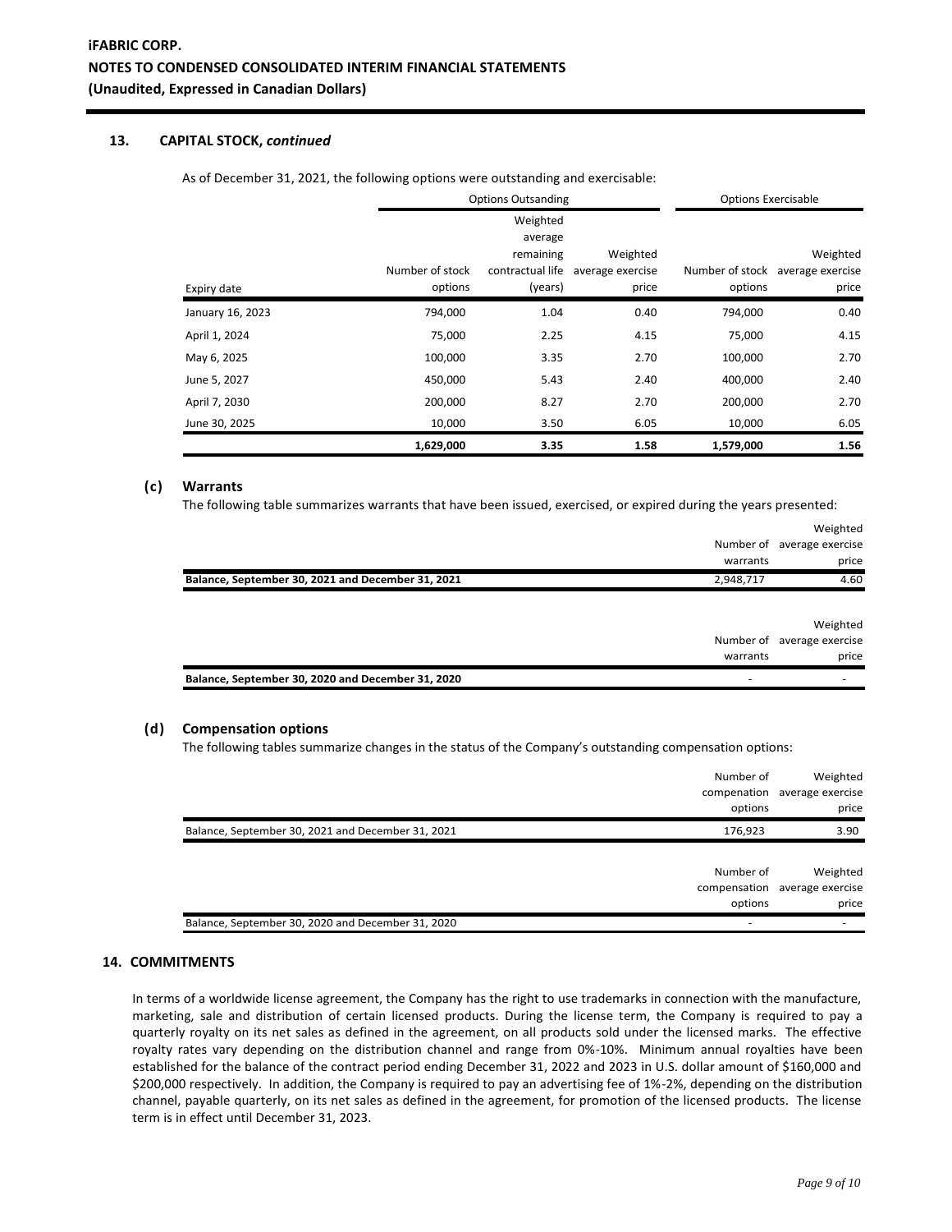## 13. CAPITAL STOCK, *continued*

As of December 31, 2021, the following options were outstanding and exercisable:

| | Options Outsanding | | | Options Exercisable | |
|---|---|---|---|---|---|
| Expiry date | Number of stock options | Weighted average remaining contractual life (years) | Weighted average exercise price | Number of stock options | Weighted average exercise price |
| January 16, 2023 | 794,000 | 1.04 | 0.40 | 794,000 | 0.40 |
| April 1, 2024 | 75,000 | 2.25 | 4.15 | 75,000 | 4.15 |
| May 6, 2025 | 100,000 | 3.35 | 2.70 | 100,000 | 2.70 |
| June 5, 2027 | 450,000 | 5.43 | 2.40 | 400,000 | 2.40 |
| April 7, 2030 | 200,000 | 8.27 | 2.70 | 200,000 | 2.70 |
| June 30, 2025 | 10,000 | 3.50 | 6.05 | 10,000 | 6.05 |
| | **1,629,000** | **3.35** | **1.58** | **1,579,000** | **1.56** |

### (c) Warrants

The following table summarizes warrants that have been issued, exercised, or expired during the years presented:

| | Number of warrants | Weighted average exercise price |
|---|---|---|
| **Balance, September 30, 2021 and December 31, 2021** | 2,948,717 | 4.60 |

| | Number of warrants | Weighted average exercise price |
|---|---|---|
| **Balance, September 30, 2020 and December 31, 2020** | - | - |

### (d) Compensation options

The following tables summarize changes in the status of the Company's outstanding compensation options:

| | Number of compenation options | Weighted average exercise price |
|---|---|---|
| Balance, September 30, 2021 and December 31, 2021 | 176,923 | 3.90 |

| | Number of compensation options | Weighted average exercise price |
|---|---|---|
| Balance, September 30, 2020 and December 31, 2020 | - | - |

## 14. COMMITMENTS

In terms of a worldwide license agreement, the Company has the right to use trademarks in connection with the manufacture, marketing, sale and distribution of certain licensed products. During the license term, the Company is required to pay a quarterly royalty on its net sales as defined in the agreement, on all products sold under the licensed marks. The effective royalty rates vary depending on the distribution channel and range from 0%-10%. Minimum annual royalties have been established for the balance of the contract period ending December 31, 2022 and 2023 in U.S. dollar amount of $160,000 and $200,000 respectively. In addition, the Company is required to pay an advertising fee of 1%-2%, depending on the distribution channel, payable quarterly, on its net sales as defined in the agreement, for promotion of the licensed products. The license term is in effect until December 31, 2023.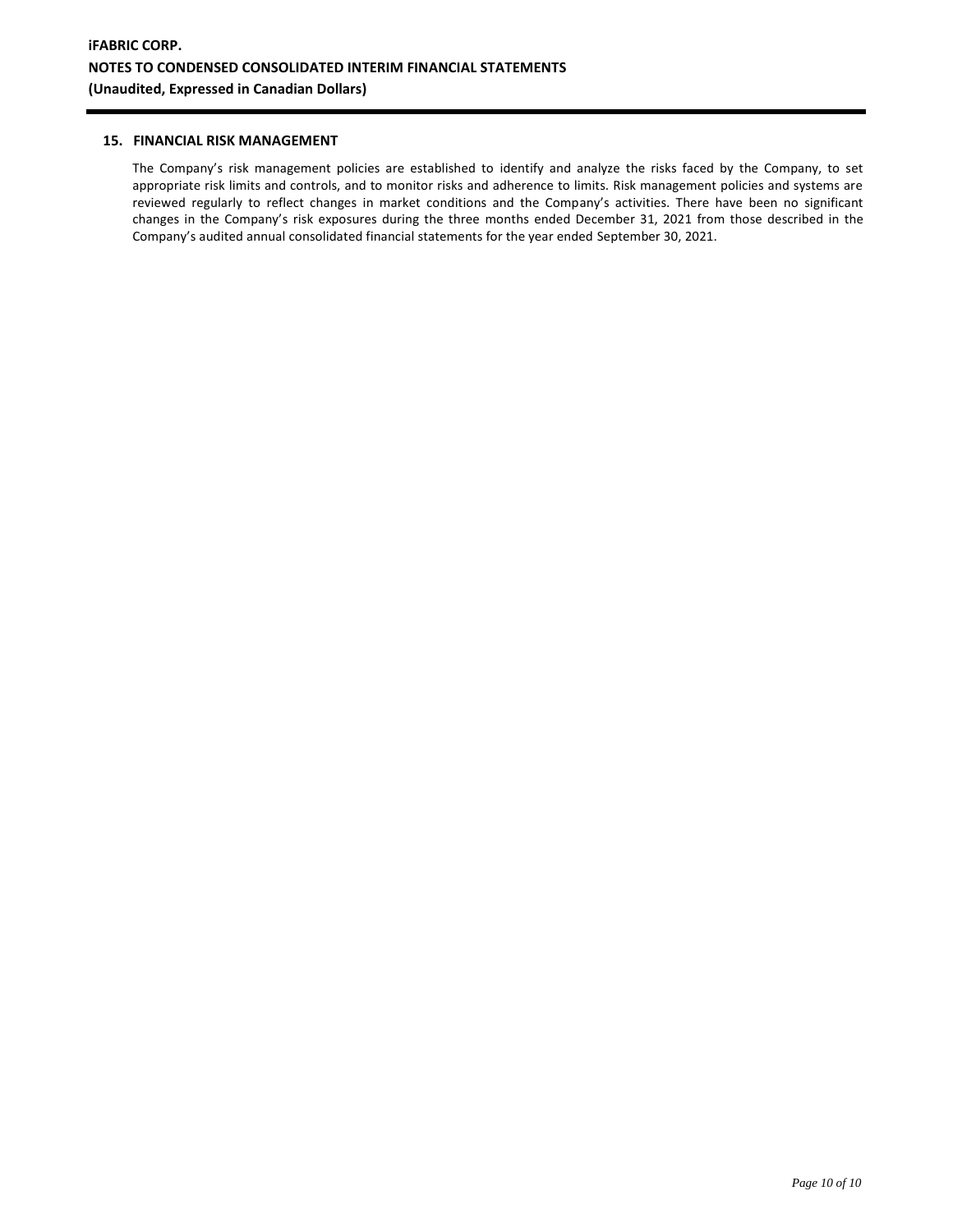## 15. FINANCIAL RISK MANAGEMENT

The Company's risk management policies are established to identify and analyze the risks faced by the Company, to set appropriate risk limits and controls, and to monitor risks and adherence to limits. Risk management policies and systems are reviewed regularly to reflect changes in market conditions and the Company's activities. There have been no significant changes in the Company's risk exposures during the three months ended December 31, 2021 from those described in the Company's audited annual consolidated financial statements for the year ended September 30, 2021.